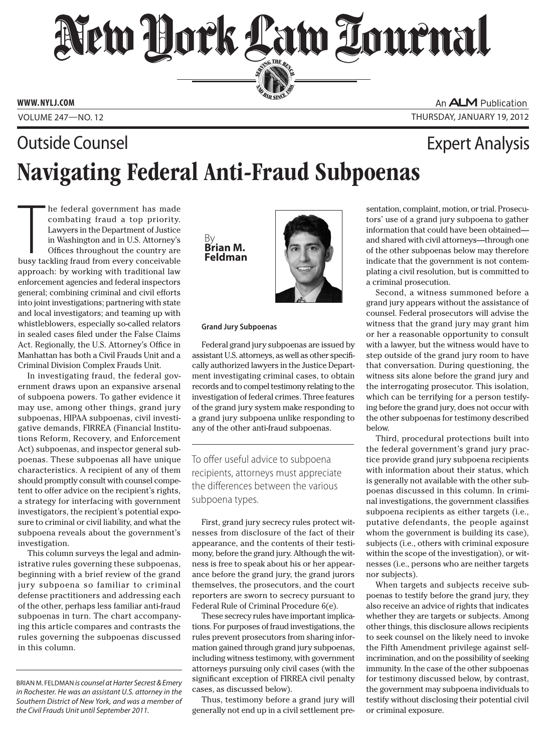Outside Counsel

Expert Analysis

# Navigating Federal Anti-Fraud Subpoenas

By **Brian M. Feldman**

The federal government has made combating fraud a top priority. Lawyers in the Department of Justice in Washington and in U.S. Attorney's Offices throughout the country are busy tackling fraud from every conceivable approach: by working with traditional law enforcement agencies and federal inspectors general; combining criminal and civil efforts into joint investigations; partnering with state and local investigators; and teaming up with whistleblowers, especially so-called relators in sealed cases filed under the False Claims Act. Regionally, the U.S. Attorney's Office in Manhattan has both a Civil Frauds Unit and a Criminal Division Complex Frauds Unit.

In investigating fraud, the federal government draws upon an expansive arsenal of subpoena powers. To gather evidence it may use, among other things, grand jury subpoenas, HIPAA subpoenas, civil investigative demands, FIRREA (Financial Institutions Reform, Recovery, and Enforcement Act) subpoenas, and inspector general subpoenas. These subpoenas all have unique characteristics. A recipient of any of them should promptly consult with counsel competent to offer advice on the recipient's rights, a strategy for interfacing with government investigators, the recipient's potential exposure to criminal or civil liability, and what the subpoena reveals about the government's investigation.

This column surveys the legal and administrative rules governing these subpoenas, beginning with a brief review of the grand jury subpoena so familiar to criminal defense practitioners and addressing each of the other, perhaps less familiar anti-fraud subpoenas in turn. The chart accompanying this article compares and contrasts the rules governing the subpoenas discussed in this column.

BRIAN M. FELDMAN *is counsel at Harter Secrest & Emery in Rochester. He was an assistant U.S. attorney in the Southern District of New York, and was a member of the Civil Frauds Unit until September 2011.*

### Grand Jury Subpoenas

Federal grand jury subpoenas are issued by assistant U.S. attorneys, as well as other specifically authorized lawyers in the Justice Department investigating criminal cases, to obtain records and to compel testimony relating to the investigation of federal crimes. Three features of the grand jury system make responding to a grand jury subpoena unlike responding to any of the other anti-fraud subpoenas.

> To offer useful advice to subpoena recipients, attorneys must appreciate the differences between the various subpoena types.

First, grand jury secrecy rules protect witnesses from disclosure of the fact of their appearance, and the contents of their testimony, before the grand jury. Although the witness is free to speak about his or her appearance before the grand jury, the grand jurors themselves, the prosecutors, and the court reporters are sworn to secrecy pursuant to Federal Rule of Criminal Procedure 6(e).

These secrecy rules have important implications. For purposes of fraud investigations, the rules prevent prosecutors from sharing information gained through grand jury subpoenas, including witness testimony, with government attorneys pursuing only civil cases (with the significant exception of FIRREA civil penalty cases, as discussed below).

Thus, testimony before a grand jury will generally not end up in a civil settlement presentation, complaint, motion, or trial. Prosecutors' use of a grand jury subpoena to gather information that could have been obtained—and shared with civil attorneys—through one of the other subpoenas below may therefore indicate that the government is not contemplating a civil resolution, but is committed to a criminal prosecution.

Second, a witness summoned before a grand jury appears without the assistance of counsel. Federal prosecutors will advise the witness that the grand jury may grant him or her a reasonable opportunity to consult with a lawyer, but the witness would have to step outside of the grand jury room to have that conversation. During questioning, the witness sits alone before the grand jury and the interrogating prosecutor. This isolation, which can be terrifying for a person testifying before the grand jury, does not occur with the other subpoenas for testimony described below.

Third, procedural protections built into the federal government's grand jury practice provide grand jury subpoena recipients with information about their status, which is generally not available with the other subpoenas discussed in this column. In criminal investigations, the government classifies subpoena recipients as either targets (i.e., putative defendants, the people against whom the government is building its case), subjects (i.e., others with criminal exposure within the scope of the investigation), or witnesses (i.e., persons who are neither targets nor subjects).

When targets and subjects receive subpoenas to testify before the grand jury, they also receive an advice of rights that indicates whether they are targets or subjects. Among other things, this disclosure allows recipients to seek counsel on the likely need to invoke the Fifth Amendment privilege against self-incrimination, and on the possibility of seeking immunity. In the case of the other subpoenas for testimony discussed below, by contrast, the government may subpoena individuals to testify without disclosing their potential civil or criminal exposure.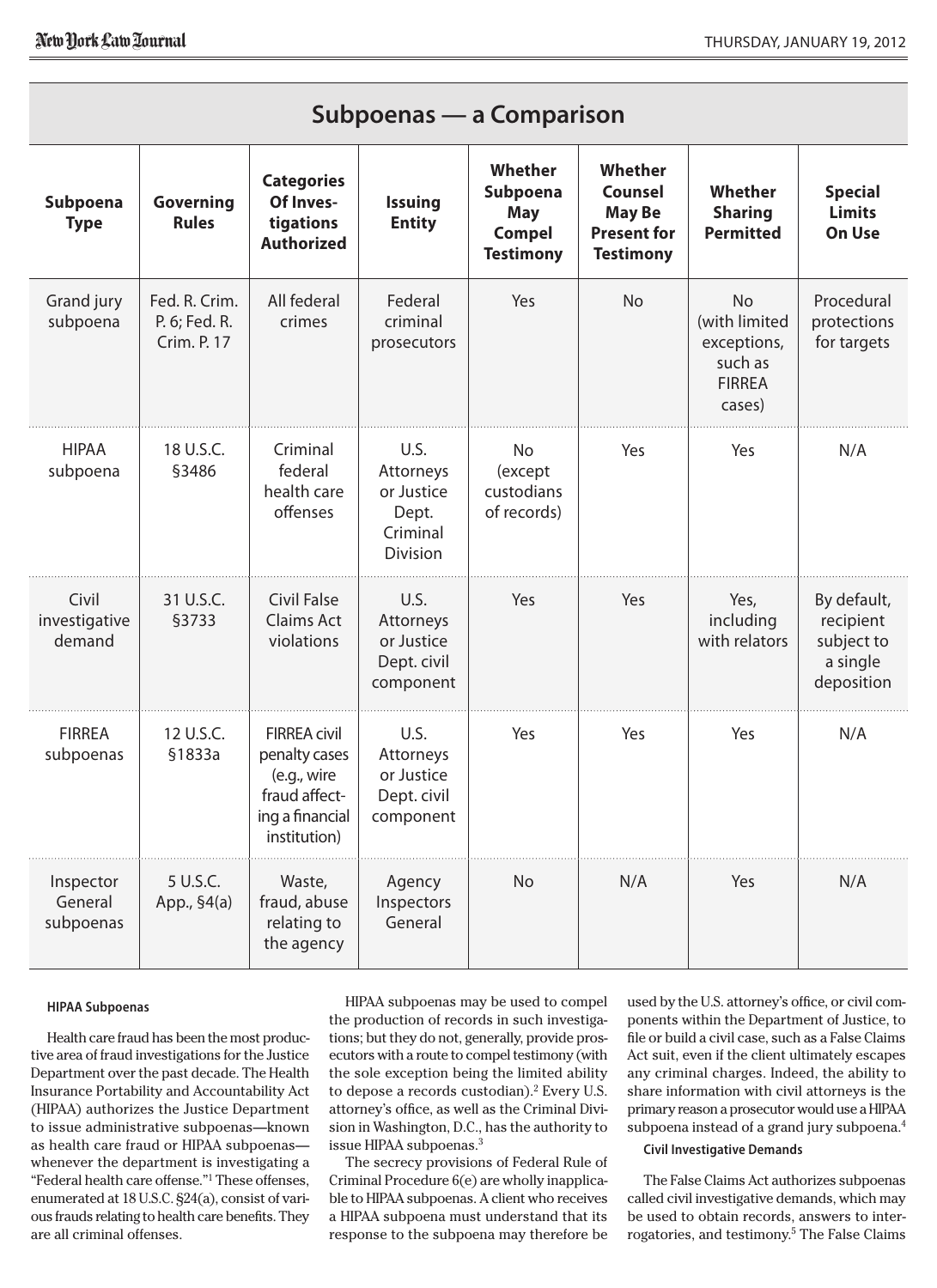## Subpoenas — a Comparison

| Subpoena Type | Governing Rules | Categories Of Investigations Authorized | Issuing Entity | Whether Subpoena May Compel Testimony | Whether Counsel May Be Present for Testimony | Whether Sharing Permitted | Special Limits On Use |
|---|---|---|---|---|---|---|---|
| Grand jury subpoena | Fed. R. Crim. P. 6; Fed. R. Crim. P. 17 | All federal crimes | Federal criminal prosecutors | Yes | No | No (with limited exceptions, such as FIRREA cases) | Procedural protections for targets |
| HIPAA subpoena | 18 U.S.C. §3486 | Criminal federal health care offenses | U.S. Attorneys or Justice Dept. Criminal Division | No (except custodians of records) | Yes | Yes | N/A |
| Civil investigative demand | 31 U.S.C. §3733 | Civil False Claims Act violations | U.S. Attorneys or Justice Dept. civil component | Yes | Yes | Yes, including with relators | By default, recipient subject to a single deposition |
| FIRREA subpoenas | 12 U.S.C. §1833a | FIRREA civil penalty cases (e.g., wire fraud affecting a financial institution) | U.S. Attorneys or Justice Dept. civil component | Yes | Yes | Yes | N/A |
| Inspector General subpoenas | 5 U.S.C. App., §4(a) | Waste, fraud, abuse relating to the agency | Agency Inspectors General | No | N/A | Yes | N/A |

#### HIPAA Subpoenas

Health care fraud has been the most productive area of fraud investigations for the Justice Department over the past decade. The Health Insurance Portability and Accountability Act (HIPAA) authorizes the Justice Department to issue administrative subpoenas—known as health care fraud or HIPAA subpoenas—whenever the department is investigating a "Federal health care offense."[1] These offenses, enumerated at 18 U.S.C. §24(a), consist of various frauds relating to health care benefits. They are all criminal offenses.

HIPAA subpoenas may be used to compel the production of records in such investigations; but they do not, generally, provide prosecutors with a route to compel testimony (with the sole exception being the limited ability to depose a records custodian).[2] Every U.S. attorney's office, as well as the Criminal Division in Washington, D.C., has the authority to issue HIPAA subpoenas.[3]

The secrecy provisions of Federal Rule of Criminal Procedure 6(e) are wholly inapplicable to HIPAA subpoenas. A client who receives a HIPAA subpoena must understand that its response to the subpoena may therefore be used by the U.S. attorney's office, or civil components within the Department of Justice, to file or build a civil case, such as a False Claims Act suit, even if the client ultimately escapes any criminal charges. Indeed, the ability to share information with civil attorneys is the primary reason a prosecutor would use a HIPAA subpoena instead of a grand jury subpoena.[4]

#### Civil Investigative Demands

The False Claims Act authorizes subpoenas called civil investigative demands, which may be used to obtain records, answers to interrogatories, and testimony.[5] The False Claims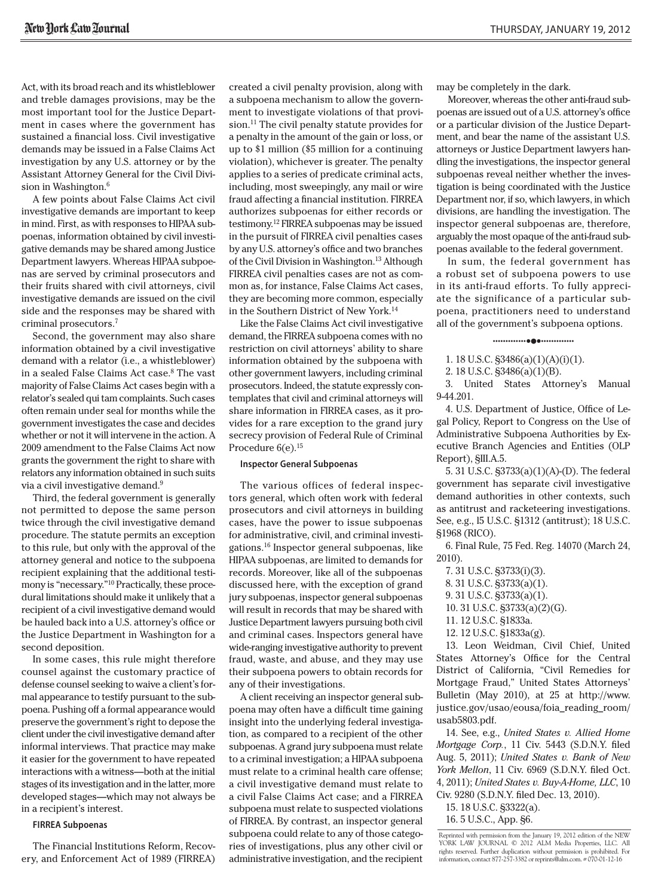Act, with its broad reach and its whistleblower and treble damages provisions, may be the most important tool for the Justice Department in cases where the government has sustained a financial loss. Civil investigative demands may be issued in a False Claims Act investigation by any U.S. attorney or by the Assistant Attorney General for the Civil Division in Washington.[6]

A few points about False Claims Act civil investigative demands are important to keep in mind. First, as with responses to HIPAA subpoenas, information obtained by civil investigative demands may be shared among Justice Department lawyers. Whereas HIPAA subpoenas are served by criminal prosecutors and their fruits shared with civil attorneys, civil investigative demands are issued on the civil side and the responses may be shared with criminal prosecutors.[7]

Second, the government may also share information obtained by a civil investigative demand with a relator (i.e., a whistleblower) in a sealed False Claims Act case.[8] The vast majority of False Claims Act cases begin with a relator's sealed qui tam complaints. Such cases often remain under seal for months while the government investigates the case and decides whether or not it will intervene in the action. A 2009 amendment to the False Claims Act now grants the government the right to share with relators any information obtained in such suits via a civil investigative demand.[9]

Third, the federal government is generally not permitted to depose the same person twice through the civil investigative demand procedure. The statute permits an exception to this rule, but only with the approval of the attorney general and notice to the subpoena recipient explaining that the additional testimony is "necessary."[10] Practically, these procedural limitations should make it unlikely that a recipient of a civil investigative demand would be hauled back into a U.S. attorney's office or the Justice Department in Washington for a second deposition.

In some cases, this rule might therefore counsel against the customary practice of defense counsel seeking to waive a client's formal appearance to testify pursuant to the subpoena. Pushing off a formal appearance would preserve the government's right to depose the client under the civil investigative demand after informal interviews. That practice may make it easier for the government to have repeated interactions with a witness—both at the initial stages of its investigation and in the latter, more developed stages—which may not always be in a recipient's interest.

#### FIRREA Subpoenas

The Financial Institutions Reform, Recovery, and Enforcement Act of 1989 (FIRREA) created a civil penalty provision, along with a subpoena mechanism to allow the government to investigate violations of that provision.[11] The civil penalty statute provides for a penalty in the amount of the gain or loss, or up to $1 million ($5 million for a continuing violation), whichever is greater. The penalty applies to a series of predicate criminal acts, including, most sweepingly, any mail or wire fraud affecting a financial institution. FIRREA authorizes subpoenas for either records or testimony.[12] FIRREA subpoenas may be issued in the pursuit of FIRREA civil penalties cases by any U.S. attorney's office and two branches of the Civil Division in Washington.[13] Although FIRREA civil penalties cases are not as common as, for instance, False Claims Act cases, they are becoming more common, especially in the Southern District of New York.[14]

Like the False Claims Act civil investigative demand, the FIRREA subpoena comes with no restriction on civil attorneys' ability to share information obtained by the subpoena with other government lawyers, including criminal prosecutors. Indeed, the statute expressly contemplates that civil and criminal attorneys will share information in FIRREA cases, as it provides for a rare exception to the grand jury secrecy provision of Federal Rule of Criminal Procedure 6(e).[15]

#### Inspector General Subpoenas

The various offices of federal inspectors general, which often work with federal prosecutors and civil attorneys in building cases, have the power to issue subpoenas for administrative, civil, and criminal investigations.[16] Inspector general subpoenas, like HIPAA subpoenas, are limited to demands for records. Moreover, like all of the subpoenas discussed here, with the exception of grand jury subpoenas, inspector general subpoenas will result in records that may be shared with Justice Department lawyers pursuing both civil and criminal cases. Inspectors general have wide-ranging investigative authority to prevent fraud, waste, and abuse, and they may use their subpoena powers to obtain records for any of their investigations.

A client receiving an inspector general subpoena may often have a difficult time gaining insight into the underlying federal investigation, as compared to a recipient of the other subpoenas. A grand jury subpoena must relate to a criminal investigation; a HIPAA subpoena must relate to a criminal health care offense; a civil investigative demand must relate to a civil False Claims Act case; and a FIRREA subpoena must relate to suspected violations of FIRREA. By contrast, an inspector general subpoena could relate to any of those categories of investigations, plus any other civil or administrative investigation, and the recipient may be completely in the dark.

Moreover, whereas the other anti-fraud subpoenas are issued out of a U.S. attorney's office or a particular division of the Justice Department, and bear the name of the assistant U.S. attorneys or Justice Department lawyers handling the investigations, the inspector general subpoenas reveal neither whether the investigation is being coordinated with the Justice Department nor, if so, which lawyers, in which divisions, are handling the investigation. The inspector general subpoenas are, therefore, arguably the most opaque of the anti-fraud subpoenas available to the federal government.

In sum, the federal government has a robust set of subpoena powers to use in its anti-fraud efforts. To fully appreciate the significance of a particular subpoena, practitioners need to understand all of the government's subpoena options.

1. 18 U.S.C. §3486(a)(1)(A)(i)(1).
2. 18 U.S.C. §3486(a)(1)(B).
3. United States Attorney's Manual 9-44.201.
4. U.S. Department of Justice, Office of Legal Policy, Report to Congress on the Use of Administrative Subpoena Authorities by Executive Branch Agencies and Entities (OLP Report), §III.A.5.
5. 31 U.S.C. §3733(a)(1)(A)-(D). The federal government has separate civil investigative demand authorities in other contexts, such as antitrust and racketeering investigations. See, e.g., 15 U.S.C. §1312 (antitrust); 18 U.S.C. §1968 (RICO).
6. Final Rule, 75 Fed. Reg. 14070 (March 24, 2010).
7. 31 U.S.C. §3733(i)(3).
8. 31 U.S.C. §3733(a)(1).
9. 31 U.S.C. §3733(a)(1).
10. 31 U.S.C. §3733(a)(2)(G).
11. 12 U.S.C. §1833a.
12. 12 U.S.C. §1833a(g).
13. Leon Weidman, Civil Chief, United States Attorney's Office for the Central District of California, "Civil Remedies for Mortgage Fraud," United States Attorneys' Bulletin (May 2010), at 25 at http://www.justice.gov/usao/eousa/foia_reading_room/usab5803.pdf.
14. See, e.g., *United States v. Allied Home Mortgage Corp.*, 11 Civ. 5443 (S.D.N.Y. filed Aug. 5, 2011); *United States v. Bank of New York Mellon*, 11 Civ. 6969 (S.D.N.Y. filed Oct. 4, 2011); *United States v. Buy-A-Home, LLC*, 10 Civ. 9280 (S.D.N.Y. filed Dec. 13, 2010).
15. 18 U.S.C. §3322(a).
16. 5 U.S.C., App. §6.

Reprinted with permission from the January 19, 2012 edition of the NEW YORK LAW JOURNAL © 2012 ALM Media Properties, LLC. All rights reserved. Further duplication without permission is prohibited. For information, contact 877-257-3382 or reprints@alm.com. # 070-01-12-16